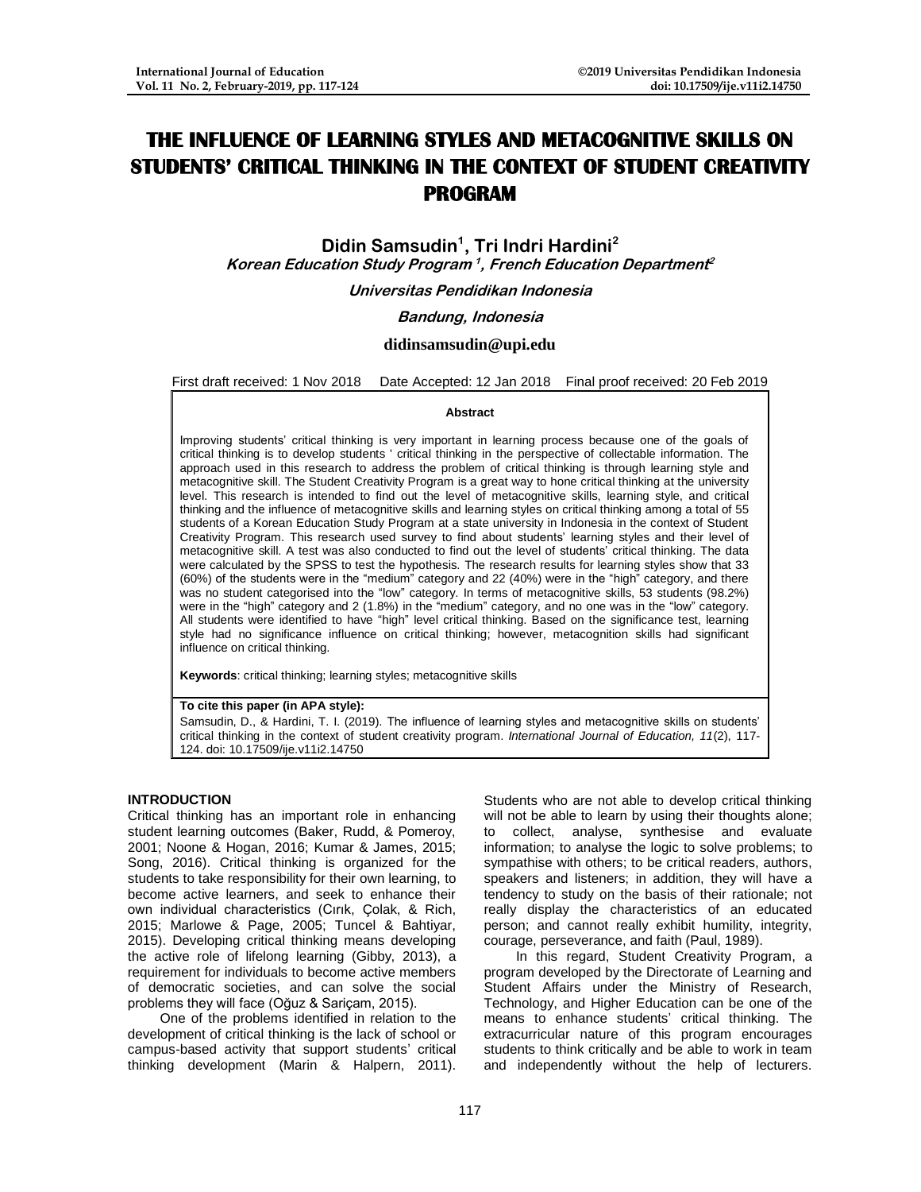# THE INFLUENCE OF LEARNING STYLES AND METACOGNITIVE SKILLS ON STUDENTS' CRITICAL THINKING IN THE CONTEXT OF STUDENT CREATIVITY PROGRAM

**Didin Samsudin[1], Tri Indri Hardini[2]**

*Korean Education Study Program [1], French Education Department[2]*

*Universitas Pendidikan Indonesia*

*Bandung, Indonesia*

**didinsamsudin@upi.edu**

First draft received: 1 Nov 2018 Date Accepted: 12 Jan 2018 Final proof received: 20 Feb 2019

**Abstract**

Improving students' critical thinking is very important in learning process because one of the goals of critical thinking is to develop students ' critical thinking in the perspective of collectable information. The approach used in this research to address the problem of critical thinking is through learning style and metacognitive skill. The Student Creativity Program is a great way to hone critical thinking at the university level. This research is intended to find out the level of metacognitive skills, learning style, and critical thinking and the influence of metacognitive skills and learning styles on critical thinking among a total of 55 students of a Korean Education Study Program at a state university in Indonesia in the context of Student Creativity Program. This research used survey to find about students' learning styles and their level of metacognitive skill. A test was also conducted to find out the level of students' critical thinking. The data were calculated by the SPSS to test the hypothesis. The research results for learning styles show that 33 (60%) of the students were in the "medium" category and 22 (40%) were in the "high" category, and there was no student categorised into the "low" category. In terms of metacognitive skills, 53 students (98.2%) were in the "high" category and 2 (1.8%) in the "medium" category, and no one was in the "low" category. All students were identified to have "high" level critical thinking. Based on the significance test, learning style had no significance influence on critical thinking; however, metacognition skills had significant influence on critical thinking.

**Keywords**: critical thinking; learning styles; metacognitive skills

**To cite this paper (in APA style):**
Samsudin, D., & Hardini, T. I. (2019). The influence of learning styles and metacognitive skills on students' critical thinking in the context of student creativity program. *International Journal of Education, 11*(2), 117-124. doi: 10.17509/ije.v11i2.14750

## INTRODUCTION

Critical thinking has an important role in enhancing student learning outcomes (Baker, Rudd, & Pomeroy, 2001; Noone & Hogan, 2016; Kumar & James, 2015; Song, 2016). Critical thinking is organized for the students to take responsibility for their own learning, to become active learners, and seek to enhance their own individual characteristics (Cırık, Çolak, & Rich, 2015; Marlowe & Page, 2005; Tuncel & Bahtiyar, 2015). Developing critical thinking means developing the active role of lifelong learning (Gibby, 2013), a requirement for individuals to become active members of democratic societies, and can solve the social problems they will face (Oğuz & Sariçam, 2015).

One of the problems identified in relation to the development of critical thinking is the lack of school or campus-based activity that support students' critical thinking development (Marin & Halpern, 2011). Students who are not able to develop critical thinking will not be able to learn by using their thoughts alone; to collect, analyse, synthesise and evaluate information; to analyse the logic to solve problems; to sympathise with others; to be critical readers, authors, speakers and listeners; in addition, they will have a tendency to study on the basis of their rationale; not really display the characteristics of an educated person; and cannot really exhibit humility, integrity, courage, perseverance, and faith (Paul, 1989).

In this regard, Student Creativity Program, a program developed by the Directorate of Learning and Student Affairs under the Ministry of Research, Technology, and Higher Education can be one of the means to enhance students' critical thinking. The extracurricular nature of this program encourages students to think critically and be able to work in team and independently without the help of lecturers.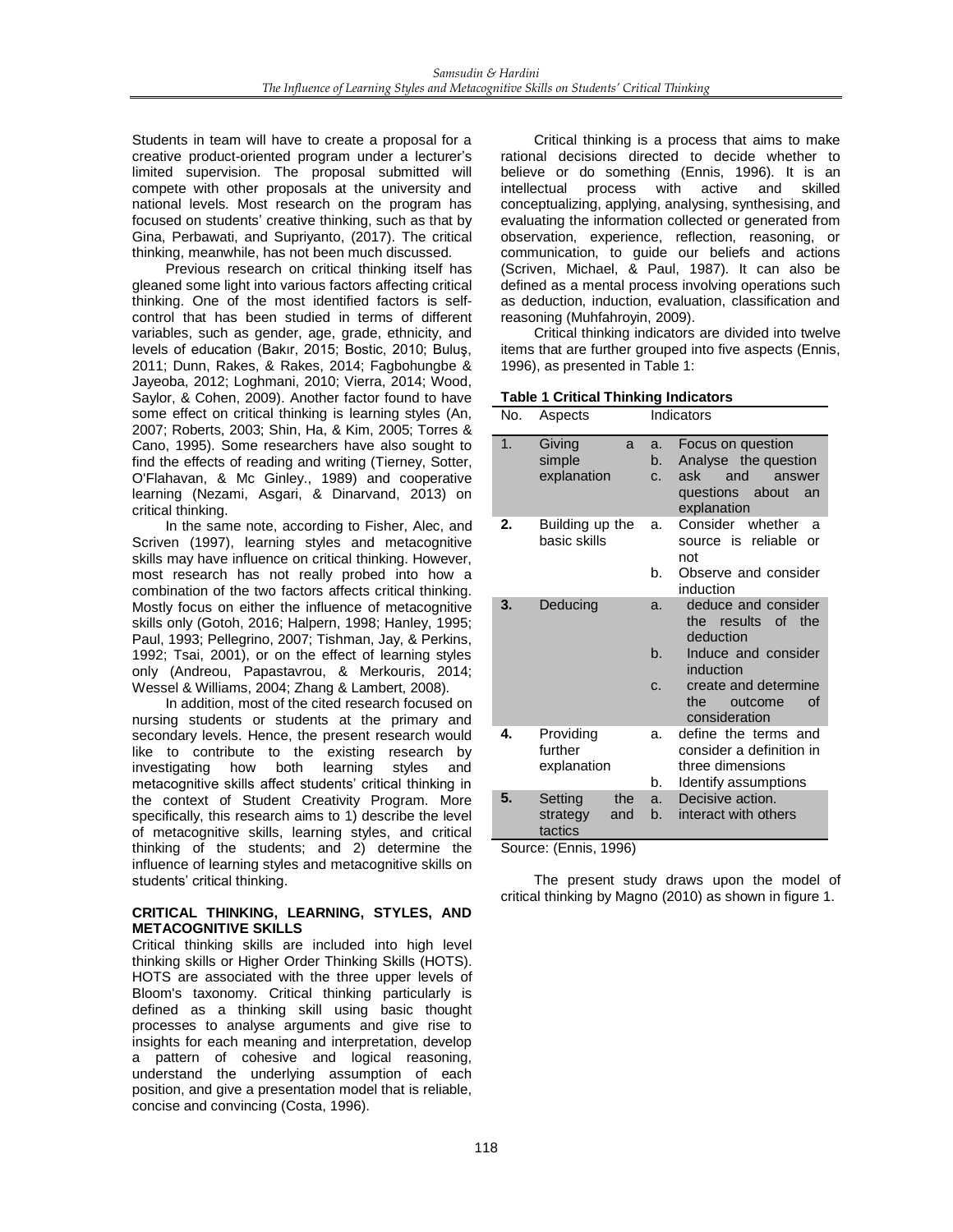Students in team will have to create a proposal for a creative product-oriented program under a lecturer's limited supervision. The proposal submitted will compete with other proposals at the university and national levels. Most research on the program has focused on students' creative thinking, such as that by Gina, Perbawati, and Supriyanto, (2017). The critical thinking, meanwhile, has not been much discussed.

Previous research on critical thinking itself has gleaned some light into various factors affecting critical thinking. One of the most identified factors is self-control that has been studied in terms of different variables, such as gender, age, grade, ethnicity, and levels of education (Bakır, 2015; Bostic, 2010; Buluş, 2011; Dunn, Rakes, & Rakes, 2014; Fagbohungbe & Jayeoba, 2012; Loghmani, 2010; Vierra, 2014; Wood, Saylor, & Cohen, 2009). Another factor found to have some effect on critical thinking is learning styles (An, 2007; Roberts, 2003; Shin, Ha, & Kim, 2005; Torres & Cano, 1995). Some researchers have also sought to find the effects of reading and writing (Tierney, Sotter, O'Flahavan, & Mc Ginley., 1989) and cooperative learning (Nezami, Asgari, & Dinarvand, 2013) on critical thinking.

In the same note, according to Fisher, Alec, and Scriven (1997), learning styles and metacognitive skills may have influence on critical thinking. However, most research has not really probed into how a combination of the two factors affects critical thinking. Mostly focus on either the influence of metacognitive skills only (Gotoh, 2016; Halpern, 1998; Hanley, 1995; Paul, 1993; Pellegrino, 2007; Tishman, Jay, & Perkins, 1992; Tsai, 2001), or on the effect of learning styles only (Andreou, Papastavrou, & Merkouris, 2014; Wessel & Williams, 2004; Zhang & Lambert, 2008).

In addition, most of the cited research focused on nursing students or students at the primary and secondary levels. Hence, the present research would like to contribute to the existing research by investigating how both learning styles and metacognitive skills affect students' critical thinking in the context of Student Creativity Program. More specifically, this research aims to 1) describe the level of metacognitive skills, learning styles, and critical thinking of the students; and 2) determine the influence of learning styles and metacognitive skills on students' critical thinking.

## CRITICAL THINKING, LEARNING, STYLES, AND METACOGNITIVE SKILLS

Critical thinking skills are included into high level thinking skills or Higher Order Thinking Skills (HOTS). HOTS are associated with the three upper levels of Bloom's taxonomy. Critical thinking particularly is defined as a thinking skill using basic thought processes to analyse arguments and give rise to insights for each meaning and interpretation, develop a pattern of cohesive and logical reasoning, understand the underlying assumption of each position, and give a presentation model that is reliable, concise and convincing (Costa, 1996).

Critical thinking is a process that aims to make rational decisions directed to decide whether to believe or do something (Ennis, 1996). It is an intellectual process with active and skilled conceptualizing, applying, analysing, synthesising, and evaluating the information collected or generated from observation, experience, reflection, reasoning, or communication, to guide our beliefs and actions (Scriven, Michael, & Paul, 1987). It can also be defined as a mental process involving operations such as deduction, induction, evaluation, classification and reasoning (Muhfahroyin, 2009).

Critical thinking indicators are divided into twelve items that are further grouped into five aspects (Ennis, 1996), as presented in Table 1:

**Table 1 Critical Thinking Indicators**

| No. | Aspects | Indicators |
|---|---|---|
| 1. | Giving a simple explanation | a. Focus on question<br>b. Analyse the question<br>c. ask and answer questions about an explanation |
| 2. | Building up the basic skills | a. Consider whether a source is reliable or not<br>b. Observe and consider induction |
| 3. | Deducing | a. deduce and consider the results of the deduction<br>b. Induce and consider induction<br>c. create and determine the outcome of consideration |
| 4. | Providing further explanation | a. define the terms and consider a definition in three dimensions<br>b. Identify assumptions |
| 5. | Setting the strategy and tactics | a. Decisive action.<br>b. interact with others |

Source: (Ennis, 1996)

The present study draws upon the model of critical thinking by Magno (2010) as shown in figure 1.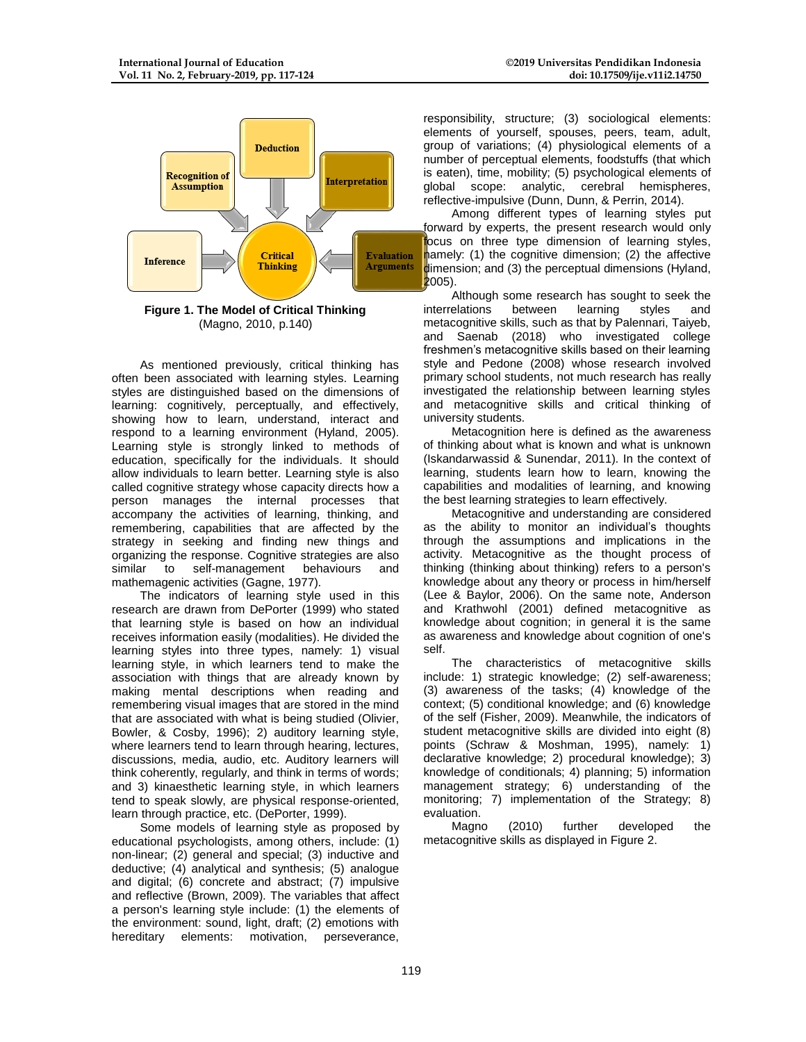**Figure 1. The Model of Critical Thinking**
(Magno, 2010, p.140)

As mentioned previously, critical thinking has often been associated with learning styles. Learning styles are distinguished based on the dimensions of learning: cognitively, perceptually, and effectively, showing how to learn, understand, interact and respond to a learning environment (Hyland, 2005). Learning style is strongly linked to methods of education, specifically for the individuals. It should allow individuals to learn better. Learning style is also called cognitive strategy whose capacity directs how a person manages the internal processes that accompany the activities of learning, thinking, and remembering, capabilities that are affected by the strategy in seeking and finding new things and organizing the response. Cognitive strategies are also similar to self-management behaviours and mathemagenic activities (Gagne, 1977).

The indicators of learning style used in this research are drawn from DePorter (1999) who stated that learning style is based on how an individual receives information easily (modalities). He divided the learning styles into three types, namely: 1) visual learning style, in which learners tend to make the association with things that are already known by making mental descriptions when reading and remembering visual images that are stored in the mind that are associated with what is being studied (Olivier, Bowler, & Cosby, 1996); 2) auditory learning style, where learners tend to learn through hearing, lectures, discussions, media, audio, etc. Auditory learners will think coherently, regularly, and think in terms of words; and 3) kinaesthetic learning style, in which learners tend to speak slowly, are physical response-oriented, learn through practice, etc. (DePorter, 1999).

Some models of learning style as proposed by educational psychologists, among others, include: (1) non-linear; (2) general and special; (3) inductive and deductive; (4) analytical and synthesis; (5) analogue and digital; (6) concrete and abstract; (7) impulsive and reflective (Brown, 2009). The variables that affect a person's learning style include: (1) the elements of the environment: sound, light, draft; (2) emotions with hereditary elements: motivation, perseverance, responsibility, structure; (3) sociological elements: elements of yourself, spouses, peers, team, adult, group of variations; (4) physiological elements of a number of perceptual elements, foodstuffs (that which is eaten), time, mobility; (5) psychological elements of global scope: analytic, cerebral hemispheres, reflective-impulsive (Dunn, Dunn, & Perrin, 2014).

Among different types of learning styles put forward by experts, the present research would only focus on three type dimension of learning styles, namely: (1) the cognitive dimension; (2) the affective dimension; and (3) the perceptual dimensions (Hyland, 2005).

Although some research has sought to seek the interrelations between learning styles and metacognitive skills, such as that by Palennari, Taiyeb, and Saenab (2018) who investigated college freshmen's metacognitive skills based on their learning style and Pedone (2008) whose research involved primary school students, not much research has really investigated the relationship between learning styles and metacognitive skills and critical thinking of university students.

Metacognition here is defined as the awareness of thinking about what is known and what is unknown (Iskandarwassid & Sunendar, 2011). In the context of learning, students learn how to learn, knowing the capabilities and modalities of learning, and knowing the best learning strategies to learn effectively.

Metacognitive and understanding are considered as the ability to monitor an individual's thoughts through the assumptions and implications in the activity. Metacognitive as the thought process of thinking (thinking about thinking) refers to a person's knowledge about any theory or process in him/herself (Lee & Baylor, 2006). On the same note, Anderson and Krathwohl (2001) defined metacognitive as knowledge about cognition; in general it is the same as awareness and knowledge about cognition of one's self.

The characteristics of metacognitive skills include: 1) strategic knowledge; (2) self-awareness; (3) awareness of the tasks; (4) knowledge of the context; (5) conditional knowledge; and (6) knowledge of the self (Fisher, 2009). Meanwhile, the indicators of student metacognitive skills are divided into eight (8) points (Schraw & Moshman, 1995), namely: 1) declarative knowledge; 2) procedural knowledge); 3) knowledge of conditionals; 4) planning; 5) information management strategy; 6) understanding of the monitoring; 7) implementation of the Strategy; 8) evaluation.

Magno (2010) further developed the metacognitive skills as displayed in Figure 2.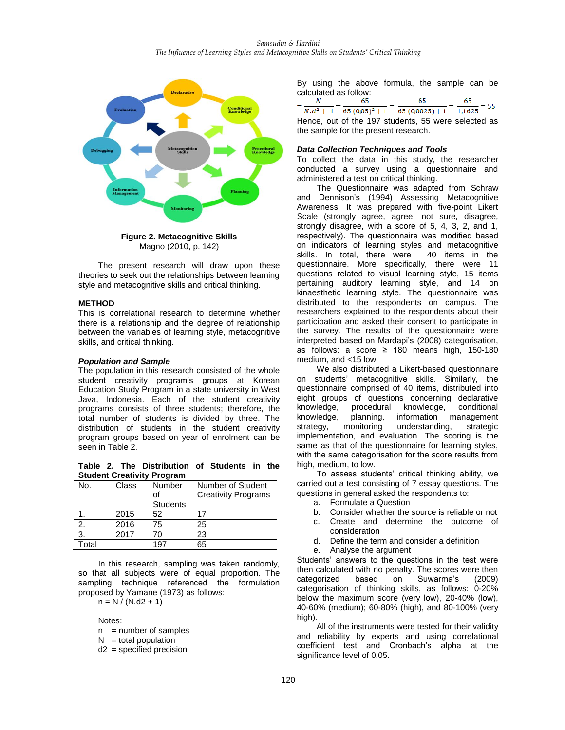Figure 2. **Metacognitive Skills**
Magno (2010, p. 142)

The present research will draw upon these theories to seek out the relationships between learning style and metacognitive skills and critical thinking.

## METHOD

This is correlational research to determine whether there is a relationship and the degree of relationship between the variables of learning style, metacognitive skills, and critical thinking.

### *Population and Sample*

The population in this research consisted of the whole student creativity program's groups at Korean Education Study Program in a state university in West Java, Indonesia. Each of the student creativity programs consists of three students; therefore, the total number of students is divided by three. The distribution of students in the student creativity program groups based on year of enrolment can be seen in Table 2.

**Table 2. The Distribution of Students in the Student Creativity Program**

| No. | Class | Number of Students | Number of Student Creativity Programs |
|---|---|---|---|
| 1. | 2015 | 52 | 17 |
| 2. | 2016 | 75 | 25 |
| 3. | 2017 | 70 | 23 |
| Total | | 197 | 65 |

In this research, sampling was taken randomly, so that all subjects were of equal proportion. The sampling technique referenced the formulation proposed by Yamane (1973) as follows:

n = N / (N.d2 + 1)

Notes:
n = number of samples
N = total population
d2 = specified precision

By using the above formula, the sample can be calculated as follow:

$$= \frac{N}{N.d^2 + 1} = \frac{65}{65\,(0{,}05)^2 + 1} = \frac{65}{65\,(0{,}0025) + 1} = \frac{65}{1{,}1625} = 55$$

Hence, out of the 197 students, 55 were selected as the sample for the present research.

### *Data Collection Techniques and Tools*

To collect the data in this study, the researcher conducted a survey using a questionnaire and administered a test on critical thinking.

The Questionnaire was adapted from Schraw and Dennison's (1994) Assessing Metacognitive Awareness. It was prepared with five-point Likert Scale (strongly agree, agree, not sure, disagree, strongly disagree, with a score of 5, 4, 3, 2, and 1, respectively). The questionnaire was modified based on indicators of learning styles and metacognitive skills. In total, there were 40 items in the questionnaire. More specifically, there were 11 questions related to visual learning style, 15 items pertaining auditory learning style, and 14 on kinaesthetic learning style. The questionnaire was distributed to the respondents on campus. The researchers explained to the respondents about their participation and asked their consent to participate in the survey. The results of the questionnaire were interpreted based on Mardapi's (2008) categorisation, as follows: a score ≥ 180 means high, 150-180 medium, and <15 low.

We also distributed a Likert-based questionnaire on students' metacognitive skills. Similarly, the questionnaire comprised of 40 items, distributed into eight groups of questions concerning declarative knowledge, procedural knowledge, conditional knowledge, planning, information management strategy, monitoring understanding, strategic implementation, and evaluation. The scoring is the same as that of the questionnaire for learning styles, with the same categorisation for the score results from high, medium, to low.

To assess students' critical thinking ability, we carried out a test consisting of 7 essay questions. The questions in general asked the respondents to:

a. Formulate a Question
b. Consider whether the source is reliable or not
c. Create and determine the outcome of consideration
d. Define the term and consider a definition
e. Analyse the argument

Students' answers to the questions in the test were then calculated with no penalty. The scores were then categorized based on Suwarma's (2009) categorisation of thinking skills, as follows: 0-20% below the maximum score (very low), 20-40% (low), 40-60% (medium); 60-80% (high), and 80-100% (very high).

All of the instruments were tested for their validity and reliability by experts and using correlational coefficient test and Cronbach's alpha at the significance level of 0.05.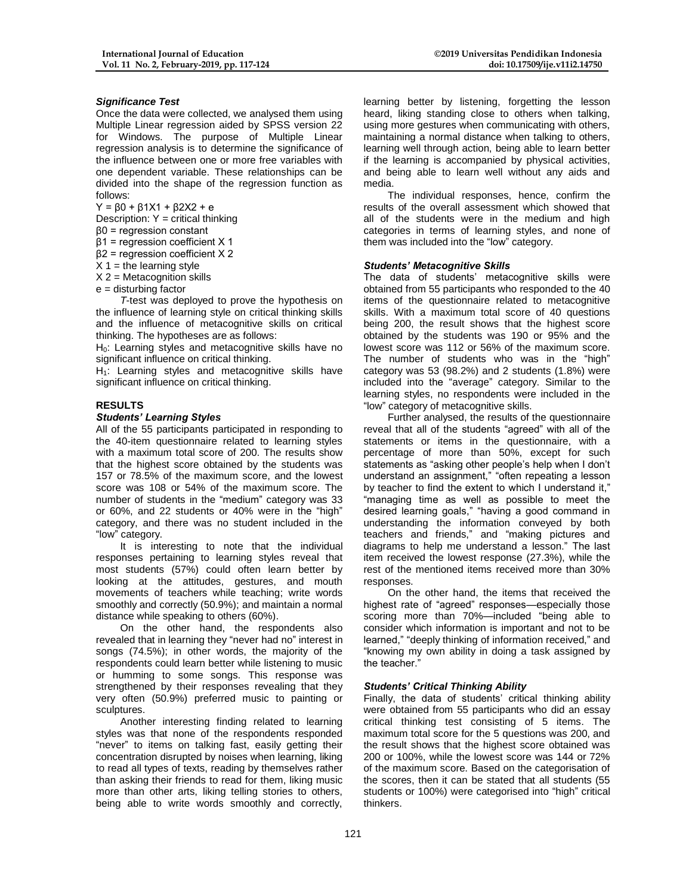### *Significance Test*

Once the data were collected, we analysed them using Multiple Linear regression aided by SPSS version 22 for Windows. The purpose of Multiple Linear regression analysis is to determine the significance of the influence between one or more free variables with one dependent variable. These relationships can be divided into the shape of the regression function as follows:

$Y = \beta 0 + \beta 1X1 + \beta 2X2 + e$

Description: Y = critical thinking

$\beta 0$ = regression constant

$\beta 1$ = regression coefficient X 1

$\beta 2$ = regression coefficient X 2

X 1 = the learning style

X 2 = Metacognition skills

e = disturbing factor

*T*-test was deployed to prove the hypothesis on the influence of learning style on critical thinking skills and the influence of metacognitive skills on critical thinking. The hypotheses are as follows:

$H_0$: Learning styles and metacognitive skills have no significant influence on critical thinking.

$H_1$: Learning styles and metacognitive skills have significant influence on critical thinking.

## RESULTS

### *Students' Learning Styles*

All of the 55 participants participated in responding to the 40-item questionnaire related to learning styles with a maximum total score of 200. The results show that the highest score obtained by the students was 157 or 78.5% of the maximum score, and the lowest score was 108 or 54% of the maximum score. The number of students in the "medium" category was 33 or 60%, and 22 students or 40% were in the "high" category, and there was no student included in the "low" category.

It is interesting to note that the individual responses pertaining to learning styles reveal that most students (57%) could often learn better by looking at the attitudes, gestures, and mouth movements of teachers while teaching; write words smoothly and correctly (50.9%); and maintain a normal distance while speaking to others (60%).

On the other hand, the respondents also revealed that in learning they "never had no" interest in songs (74.5%); in other words, the majority of the respondents could learn better while listening to music or humming to some songs. This response was strengthened by their responses revealing that they very often (50.9%) preferred music to painting or sculptures.

Another interesting finding related to learning styles was that none of the respondents responded "never" to items on talking fast, easily getting their concentration disrupted by noises when learning, liking to read all types of texts, reading by themselves rather than asking their friends to read for them, liking music more than other arts, liking telling stories to others, being able to write words smoothly and correctly, learning better by listening, forgetting the lesson heard, liking standing close to others when talking, using more gestures when communicating with others, maintaining a normal distance when talking to others, learning well through action, being able to learn better if the learning is accompanied by physical activities, and being able to learn well without any aids and media.

The individual responses, hence, confirm the results of the overall assessment which showed that all of the students were in the medium and high categories in terms of learning styles, and none of them was included into the "low" category.

### *Students' Metacognitive Skills*

The data of students' metacognitive skills were obtained from 55 participants who responded to the 40 items of the questionnaire related to metacognitive skills. With a maximum total score of 40 questions being 200, the result shows that the highest score obtained by the students was 190 or 95% and the lowest score was 112 or 56% of the maximum score. The number of students who was in the "high" category was 53 (98.2%) and 2 students (1.8%) were included into the "average" category. Similar to the learning styles, no respondents were included in the "low" category of metacognitive skills.

Further analysed, the results of the questionnaire reveal that all of the students "agreed" with all of the statements or items in the questionnaire, with a percentage of more than 50%, except for such statements as "asking other people's help when I don't understand an assignment," "often repeating a lesson by teacher to find the extent to which I understand it," "managing time as well as possible to meet the desired learning goals," "having a good command in understanding the information conveyed by both teachers and friends," and "making pictures and diagrams to help me understand a lesson." The last item received the lowest response (27.3%), while the rest of the mentioned items received more than 30% responses.

On the other hand, the items that received the highest rate of "agreed" responses—especially those scoring more than 70%—included "being able to consider which information is important and not to be learned," "deeply thinking of information received," and "knowing my own ability in doing a task assigned by the teacher."

### *Students' Critical Thinking Ability*

Finally, the data of students' critical thinking ability were obtained from 55 participants who did an essay critical thinking test consisting of 5 items. The maximum total score for the 5 questions was 200, and the result shows that the highest score obtained was 200 or 100%, while the lowest score was 144 or 72% of the maximum score. Based on the categorisation of the scores, then it can be stated that all students (55 students or 100%) were categorised into "high" critical thinkers.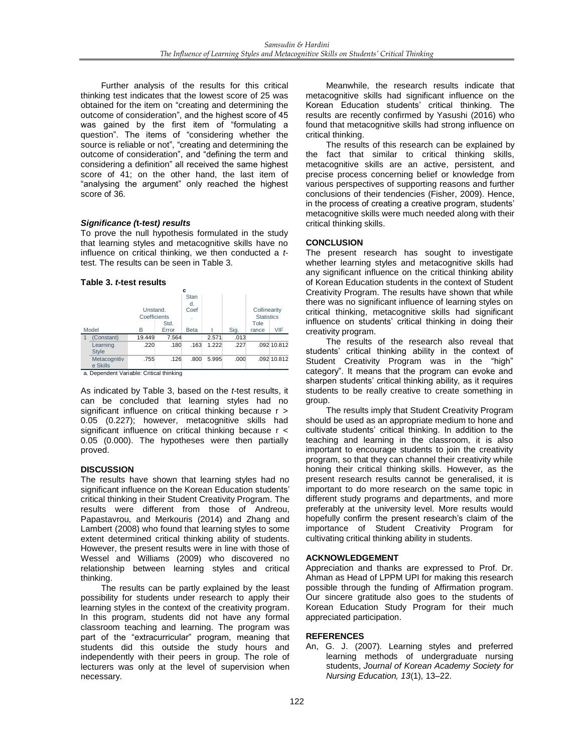Further analysis of the results for this critical thinking test indicates that the lowest score of 25 was obtained for the item on "creating and determining the outcome of consideration", and the highest score of 45 was gained by the first item of "formulating a question". The items of "considering whether the source is reliable or not", "creating and determining the outcome of consideration", and "defining the term and considering a definition" all received the same highest score of 41; on the other hand, the last item of "analysing the argument" only reached the highest score of 36.

### *Significance (t-test) results*

To prove the null hypothesis formulated in the study that learning styles and metacognitive skills have no influence on critical thinking, we then conducted a *t*-test. The results can be seen in Table 3.

**Table 3. *t*-test results**

| Model | | Unstand. Coefficients | | Stand. Coef. | t | Sig. | Collinearity Statistics | |
|---|---|---|---|---|---|---|---|---|
| | | B | Std. Error | Beta | | | Tolerance | VIF |
| 1 | (Constant) | 19.449 | 7.564 | | 2.571 | .013 | | |
| | Learning Style | .220 | .180 | .163 | 1.222 | .227 | .092 | 10.812 |
| | Metacognitive Skills | .755 | .126 | .800 | 5.995 | .000 | .092 | 10.812 |

a. Dependent Variable: Critical thinking

As indicated by Table 3, based on the *t*-test results, it can be concluded that learning styles had no significant influence on critical thinking because r > 0.05 (0.227); however, metacognitive skills had significant influence on critical thinking because r < 0.05 (0.000). The hypotheses were then partially proved.

## DISCUSSION

The results have shown that learning styles had no significant influence on the Korean Education students' critical thinking in their Student Creativity Program. The results were different from those of Andreou, Papastavrou, and Merkouris (2014) and Zhang and Lambert (2008) who found that learning styles to some extent determined critical thinking ability of students. However, the present results were in line with those of Wessel and Williams (2009) who discovered no relationship between learning styles and critical thinking.

The results can be partly explained by the least possibility for students under research to apply their learning styles in the context of the creativity program. In this program, students did not have any formal classroom teaching and learning. The program was part of the "extracurricular" program, meaning that students did this outside the study hours and independently with their peers in group. The role of lecturers was only at the level of supervision when necessary.

Meanwhile, the research results indicate that metacognitive skills had significant influence on the Korean Education students' critical thinking. The results are recently confirmed by Yasushi (2016) who found that metacognitive skills had strong influence on critical thinking.

The results of this research can be explained by the fact that similar to critical thinking skills, metacognitive skills are an active, persistent, and precise process concerning belief or knowledge from various perspectives of supporting reasons and further conclusions of their tendencies (Fisher, 2009). Hence, in the process of creating a creative program, students' metacognitive skills were much needed along with their critical thinking skills.

## CONCLUSION

The present research has sought to investigate whether learning styles and metacognitive skills had any significant influence on the critical thinking ability of Korean Education students in the context of Student Creativity Program. The results have shown that while there was no significant influence of learning styles on critical thinking, metacognitive skills had significant influence on students' critical thinking in doing their creativity program.

The results of the research also reveal that students' critical thinking ability in the context of Student Creativity Program was in the "high" category". It means that the program can evoke and sharpen students' critical thinking ability, as it requires students to be really creative to create something in group.

The results imply that Student Creativity Program should be used as an appropriate medium to hone and cultivate students' critical thinking. In addition to the teaching and learning in the classroom, it is also important to encourage students to join the creativity program, so that they can channel their creativity while honing their critical thinking skills. However, as the present research results cannot be generalised, it is important to do more research on the same topic in different study programs and departments, and more preferably at the university level. More results would hopefully confirm the present research's claim of the importance of Student Creativity Program for cultivating critical thinking ability in students.

## ACKNOWLEDGEMENT

Appreciation and thanks are expressed to Prof. Dr. Ahman as Head of LPPM UPI for making this research possible through the funding of Affirmation program. Our sincere gratitude also goes to the students of Korean Education Study Program for their much appreciated participation.

## REFERENCES

An, G. J. (2007). Learning styles and preferred learning methods of undergraduate nursing students, *Journal of Korean Academy Society for Nursing Education, 13*(1), 13–22.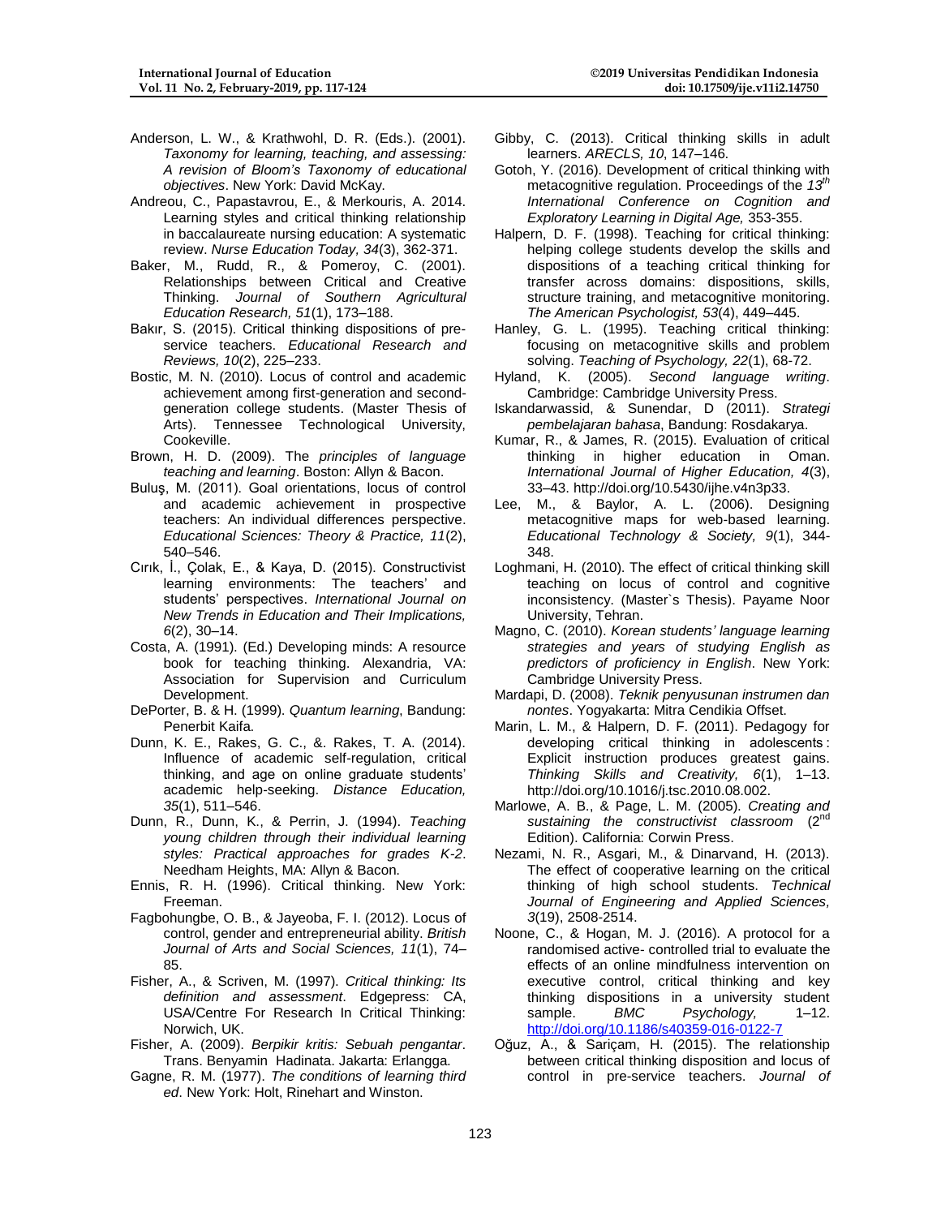Anderson, L. W., & Krathwohl, D. R. (Eds.). (2001). *Taxonomy for learning, teaching, and assessing: A revision of Bloom's Taxonomy of educational objectives*. New York: David McKay.

Andreou, C., Papastavrou, E., & Merkouris, A. 2014. Learning styles and critical thinking relationship in baccalaureate nursing education: A systematic review. *Nurse Education Today, 34*(3), 362-371.

Baker, M., Rudd, R., & Pomeroy, C. (2001). Relationships between Critical and Creative Thinking. *Journal of Southern Agricultural Education Research, 51*(1), 173–188.

Bakır, S. (2015). Critical thinking dispositions of pre-service teachers. *Educational Research and Reviews, 10*(2), 225–233.

Bostic, M. N. (2010). Locus of control and academic achievement among first-generation and second-generation college students. (Master Thesis of Arts). Tennessee Technological University, Cookeville.

Brown, H. D. (2009). The *principles of language teaching and learning*. Boston: Allyn & Bacon.

Buluş, M. (2011). Goal orientations, locus of control and academic achievement in prospective teachers: An individual differences perspective. *Educational Sciences: Theory & Practice, 11*(2), 540–546.

Cırık, İ., Çolak, E., & Kaya, D. (2015). Constructivist learning environments: The teachers' and students' perspectives. *International Journal on New Trends in Education and Their Implications, 6*(2), 30–14.

Costa, A. (1991). (Ed.) Developing minds: A resource book for teaching thinking. Alexandria, VA: Association for Supervision and Curriculum Development.

DePorter, B. & H. (1999). *Quantum learning*, Bandung: Penerbit Kaifa.

Dunn, K. E., Rakes, G. C., &. Rakes, T. A. (2014). Influence of academic self-regulation, critical thinking, and age on online graduate students' academic help-seeking. *Distance Education, 35*(1), 511–546.

Dunn, R., Dunn, K., & Perrin, J. (1994). *Teaching young children through their individual learning styles: Practical approaches for grades K-2*. Needham Heights, MA: Allyn & Bacon.

Ennis, R. H. (1996). Critical thinking. New York: Freeman.

Fagbohungbe, O. B., & Jayeoba, F. I. (2012). Locus of control, gender and entrepreneurial ability. *British Journal of Arts and Social Sciences, 11*(1), 74–85.

Fisher, A., & Scriven, M. (1997). *Critical thinking: Its definition and assessment*. Edgepress: CA, USA/Centre For Research In Critical Thinking: Norwich, UK.

Fisher, A. (2009). *Berpikir kritis: Sebuah pengantar*. Trans. Benyamin Hadinata. Jakarta: Erlangga.

Gagne, R. M. (1977). *The conditions of learning third ed*. New York: Holt, Rinehart and Winston.

Gibby, C. (2013). Critical thinking skills in adult learners. *ARECLS, 10*, 147–146.

Gotoh, Y. (2016). Development of critical thinking with metacognitive regulation. Proceedings of the *13th International Conference on Cognition and Exploratory Learning in Digital Age,* 353-355.

Halpern, D. F. (1998). Teaching for critical thinking: helping college students develop the skills and dispositions of a teaching critical thinking for transfer across domains: dispositions, skills, structure training, and metacognitive monitoring. *The American Psychologist, 53*(4), 449–445.

Hanley, G. L. (1995). Teaching critical thinking: focusing on metacognitive skills and problem solving. *Teaching of Psychology, 22*(1), 68-72.

Hyland, K. (2005). *Second language writing*. Cambridge: Cambridge University Press.

Iskandarwassid, & Sunendar, D (2011). *Strategi pembelajaran bahasa*, Bandung: Rosdakarya.

Kumar, R., & James, R. (2015). Evaluation of critical thinking in higher education in Oman. *International Journal of Higher Education, 4*(3), 33–43. http://doi.org/10.5430/ijhe.v4n3p33.

Lee, M., & Baylor, A. L. (2006). Designing metacognitive maps for web-based learning. *Educational Technology & Society, 9*(1), 344-348.

Loghmani, H. (2010). The effect of critical thinking skill teaching on locus of control and cognitive inconsistency. (Master`s Thesis). Payame Noor University, Tehran.

Magno, C. (2010). *Korean students' language learning strategies and years of studying English as predictors of proficiency in English*. New York: Cambridge University Press.

Mardapi, D. (2008). *Teknik penyusunan instrumen dan nontes*. Yogyakarta: Mitra Cendikia Offset.

Marin, L. M., & Halpern, D. F. (2011). Pedagogy for developing critical thinking in adolescents : Explicit instruction produces greatest gains. *Thinking Skills and Creativity, 6*(1), 1–13. http://doi.org/10.1016/j.tsc.2010.08.002.

Marlowe, A. B., & Page, L. M. (2005). *Creating and sustaining the constructivist classroom* (2nd Edition). California: Corwin Press.

Nezami, N. R., Asgari, M., & Dinarvand, H. (2013). The effect of cooperative learning on the critical thinking of high school students. *Technical Journal of Engineering and Applied Sciences, 3*(19), 2508-2514.

Noone, C., & Hogan, M. J. (2016). A protocol for a randomised active- controlled trial to evaluate the effects of an online mindfulness intervention on executive control, critical thinking and key thinking dispositions in a university student sample. *BMC Psychology,* 1–12. http://doi.org/10.1186/s40359-016-0122-7

Oğuz, A., & Sariçam, H. (2015). The relationship between critical thinking disposition and locus of control in pre-service teachers. *Journal of*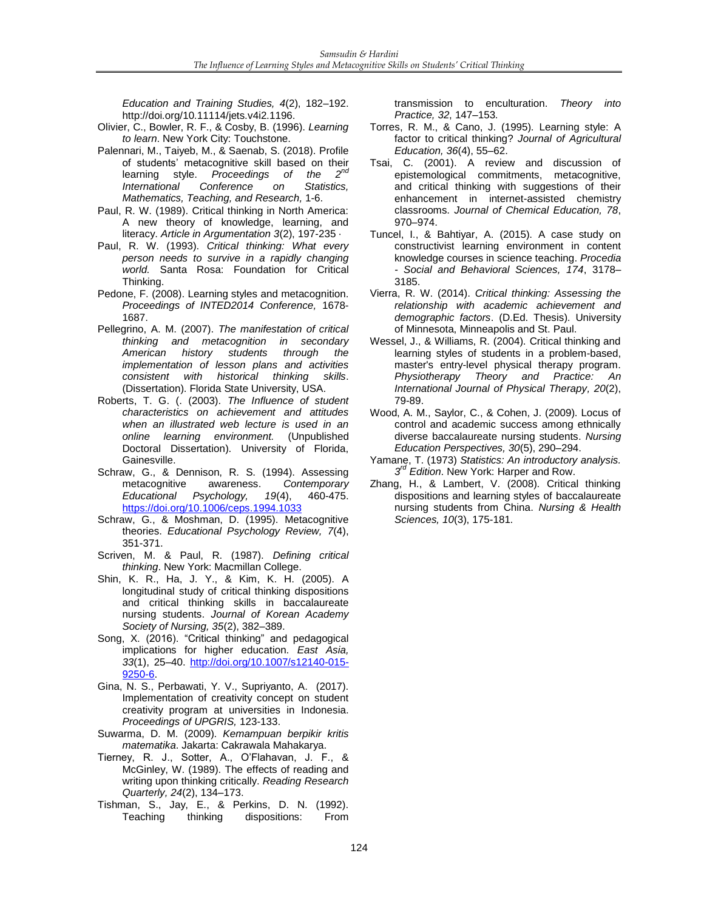*Education and Training Studies, 4*(2), 182–192. http://doi.org/10.11114/jets.v4i2.1196.

Olivier, C., Bowler, R. F., & Cosby, B. (1996). *Learning to learn*. New York City: Touchstone.

Palennari, M., Taiyeb, M., & Saenab, S. (2018). Profile of students' metacognitive skill based on their learning style. *Proceedings of the 2nd International Conference on Statistics, Mathematics, Teaching, and Research,* 1-6.

Paul, R. W. (1989). Critical thinking in North America: A new theory of knowledge, learning, and literacy. *Article in Argumentation 3*(2), 197-235 ·

Paul, R. W. (1993). *Critical thinking: What every person needs to survive in a rapidly changing world.* Santa Rosa: Foundation for Critical Thinking.

Pedone, F. (2008). Learning styles and metacognition. *Proceedings of INTED2014 Conference,* 1678-1687.

Pellegrino, A. M. (2007). *The manifestation of critical thinking and metacognition in secondary American history students through the implementation of lesson plans and activities consistent with historical thinking skills*. (Dissertation). Florida State University, USA.

Roberts, T. G. (. (2003). *The Influence of student characteristics on achievement and attitudes when an illustrated web lecture is used in an online learning environment.* (Unpublished Doctoral Dissertation). University of Florida, Gainesville.

Schraw, G., & Dennison, R. S. (1994). Assessing metacognitive awareness. *Contemporary Educational Psychology, 19*(4), 460-475. https://doi.org/10.1006/ceps.1994.1033

Schraw, G., & Moshman, D. (1995). Metacognitive theories. *Educational Psychology Review, 7*(4), 351-371.

Scriven, M. & Paul, R. (1987). *Defining critical thinking*. New York: Macmillan College.

Shin, K. R., Ha, J. Y., & Kim, K. H. (2005). A longitudinal study of critical thinking dispositions and critical thinking skills in baccalaureate nursing students. *Journal of Korean Academy Society of Nursing, 35*(2), 382–389.

Song, X. (2016). "Critical thinking" and pedagogical implications for higher education. *East Asia, 33*(1), 25–40. http://doi.org/10.1007/s12140-015-9250-6.

Gina, N. S., Perbawati, Y. V., Supriyanto, A. (2017). Implementation of creativity concept on student creativity program at universities in Indonesia. *Proceedings of UPGRIS,* 123-133.

Suwarma, D. M. (2009). *Kemampuan berpikir kritis matematika*. Jakarta: Cakrawala Mahakarya.

Tierney, R. J., Sotter, A., O'Flahavan, J. F., & McGinley, W. (1989). The effects of reading and writing upon thinking critically. *Reading Research Quarterly, 24*(2), 134–173.

Tishman, S., Jay, E., & Perkins, D. N. (1992). Teaching thinking dispositions: From transmission to enculturation. *Theory into Practice, 32*, 147–153.

Torres, R. M., & Cano, J. (1995). Learning style: A factor to critical thinking? *Journal of Agricultural Education, 36*(4), 55–62.

Tsai, C. (2001). A review and discussion of epistemological commitments, metacognitive, and critical thinking with suggestions of their enhancement in internet-assisted chemistry classrooms. *Journal of Chemical Education, 78*, 970–974.

Tuncel, I., & Bahtiyar, A. (2015). A case study on constructivist learning environment in content knowledge courses in science teaching. *Procedia - Social and Behavioral Sciences, 174*, 3178–3185.

Vierra, R. W. (2014). *Critical thinking: Assessing the relationship with academic achievement and demographic factors*. (D.Ed. Thesis). University of Minnesota, Minneapolis and St. Paul.

Wessel, J., & Williams, R. (2004). Critical thinking and learning styles of students in a problem-based, master's entry-level physical therapy program. *Physiotherapy Theory and Practice: An International Journal of Physical Therapy, 20*(2), 79-89.

Wood, A. M., Saylor, C., & Cohen, J. (2009). Locus of control and academic success among ethnically diverse baccalaureate nursing students. *Nursing Education Perspectives, 30*(5), 290–294.

Yamane, T. (1973) *Statistics: An introductory analysis. 3rd Edition*. New York: Harper and Row.

Zhang, H., & Lambert, V. (2008). Critical thinking dispositions and learning styles of baccalaureate nursing students from China. *Nursing & Health Sciences, 10*(3), 175-181.